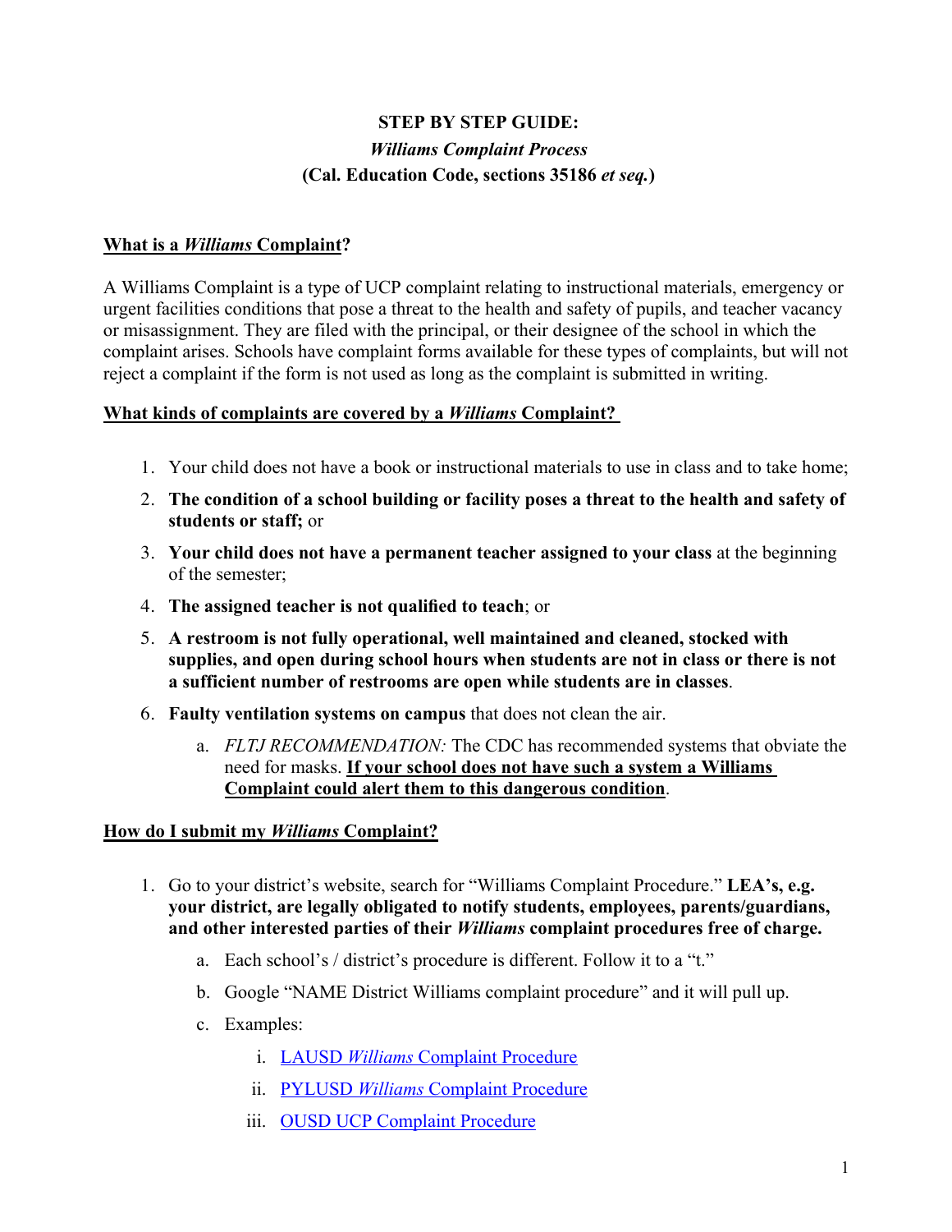**STEP BY STEP GUIDE:**
***Williams* Complaint Process**
**(Cal. Education Code, sections 35186 *et seq.*)**

## What is a *Williams* Complaint?

A Williams Complaint is a type of UCP complaint relating to instructional materials, emergency or urgent facilities conditions that pose a threat to the health and safety of pupils, and teacher vacancy or misassignment. They are filed with the principal, or their designee of the school in which the complaint arises. Schools have complaint forms available for these types of complaints, but will not reject a complaint if the form is not used as long as the complaint is submitted in writing.

## What kinds of complaints are covered by a *Williams* Complaint?

1. Your child does not have a book or instructional materials to use in class and to take home;
2. **The condition of a school building or facility poses a threat to the health and safety of students or staff;** or
3. **Your child does not have a permanent teacher assigned to your class** at the beginning of the semester;
4. **The assigned teacher is not qualified to teach**; or
5. **A restroom is not fully operational, well maintained and cleaned, stocked with supplies, and open during school hours when students are not in class or there is not a sufficient number of restrooms are open while students are in classes**.
6. **Faulty ventilation systems on campus** that does not clean the air.
   a. *FLTJ RECOMMENDATION:* The CDC has recommended systems that obviate the need for masks. **If your school does not have such a system a Williams Complaint could alert them to this dangerous condition**.

## How do I submit my *Williams* Complaint?

1. Go to your district's website, search for "Williams Complaint Procedure." **LEA's, e.g. your district, are legally obligated to notify students, employees, parents/guardians, and other interested parties of their *Williams* complaint procedures free of charge.**
   a. Each school's / district's procedure is different. Follow it to a "t."
   b. Google "NAME District Williams complaint procedure" and it will pull up.
   c. Examples:
      i. LAUSD *Williams* Complaint Procedure
      ii. PYLUSD *Williams* Complaint Procedure
      iii. OUSD UCP Complaint Procedure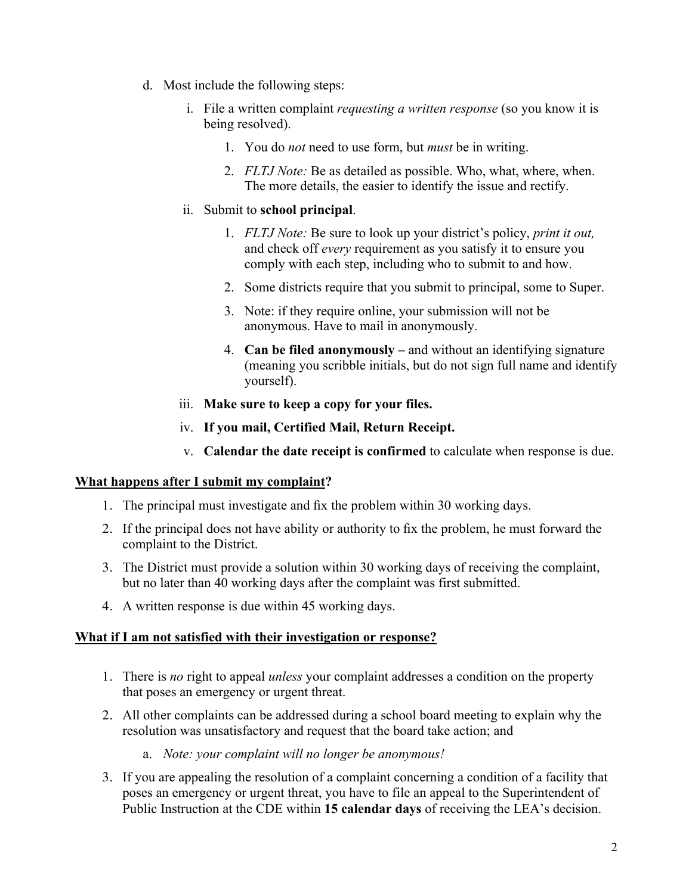d. Most include the following steps:

   i. File a written complaint *requesting a written response* (so you know it is being resolved).

      1. You do *not* need to use form, but *must* be in writing.

      2. *FLTJ Note:* Be as detailed as possible. Who, what, where, when. The more details, the easier to identify the issue and rectify.

   ii. Submit to **school principal**.

      1. *FLTJ Note:* Be sure to look up your district's policy, *print it out,* and check off *every* requirement as you satisfy it to ensure you comply with each step, including who to submit to and how.

      2. Some districts require that you submit to principal, some to Super.

      3. Note: if they require online, your submission will not be anonymous. Have to mail in anonymously.

      4. **Can be filed anonymously –** and without an identifying signature (meaning you scribble initials, but do not sign full name and identify yourself).

   iii. **Make sure to keep a copy for your files.**

   iv. **If you mail, Certified Mail, Return Receipt.**

   v. **Calendar the date receipt is confirmed** to calculate when response is due.

**<u>What happens after I submit my complaint</u>?**

1. The principal must investigate and fix the problem within 30 working days.
2. If the principal does not have ability or authority to fix the problem, he must forward the complaint to the District.
3. The District must provide a solution within 30 working days of receiving the complaint, but no later than 40 working days after the complaint was first submitted.
4. A written response is due within 45 working days.

**<u>What if I am not satisfied with their investigation or response?</u>**

1. There is *no* right to appeal *unless* your complaint addresses a condition on the property that poses an emergency or urgent threat.
2. All other complaints can be addressed during a school board meeting to explain why the resolution was unsatisfactory and request that the board take action; and
   a. *Note: your complaint will no longer be anonymous!*
3. If you are appealing the resolution of a complaint concerning a condition of a facility that poses an emergency or urgent threat, you have to file an appeal to the Superintendent of Public Instruction at the CDE within **15 calendar days** of receiving the LEA's decision.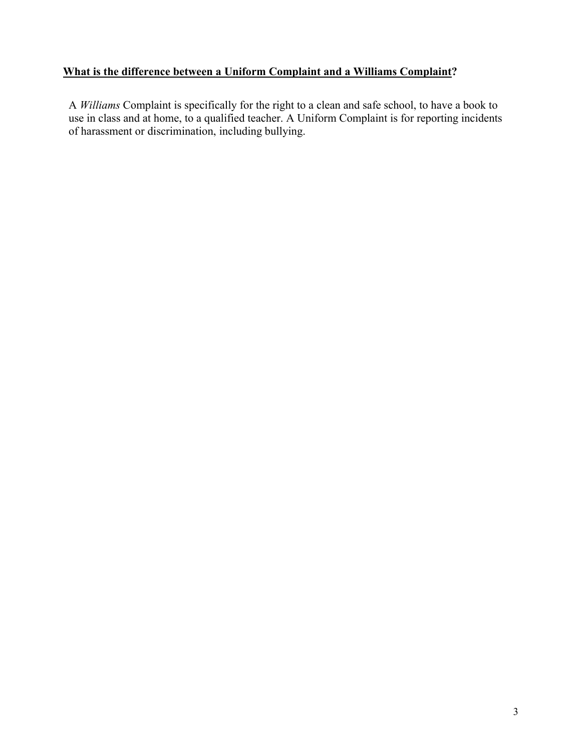**<u>What is the difference between a Uniform Complaint and a Williams Complaint</u>?**

A *Williams* Complaint is specifically for the right to a clean and safe school, to have a book to use in class and at home, to a qualified teacher. A Uniform Complaint is for reporting incidents of harassment or discrimination, including bullying.